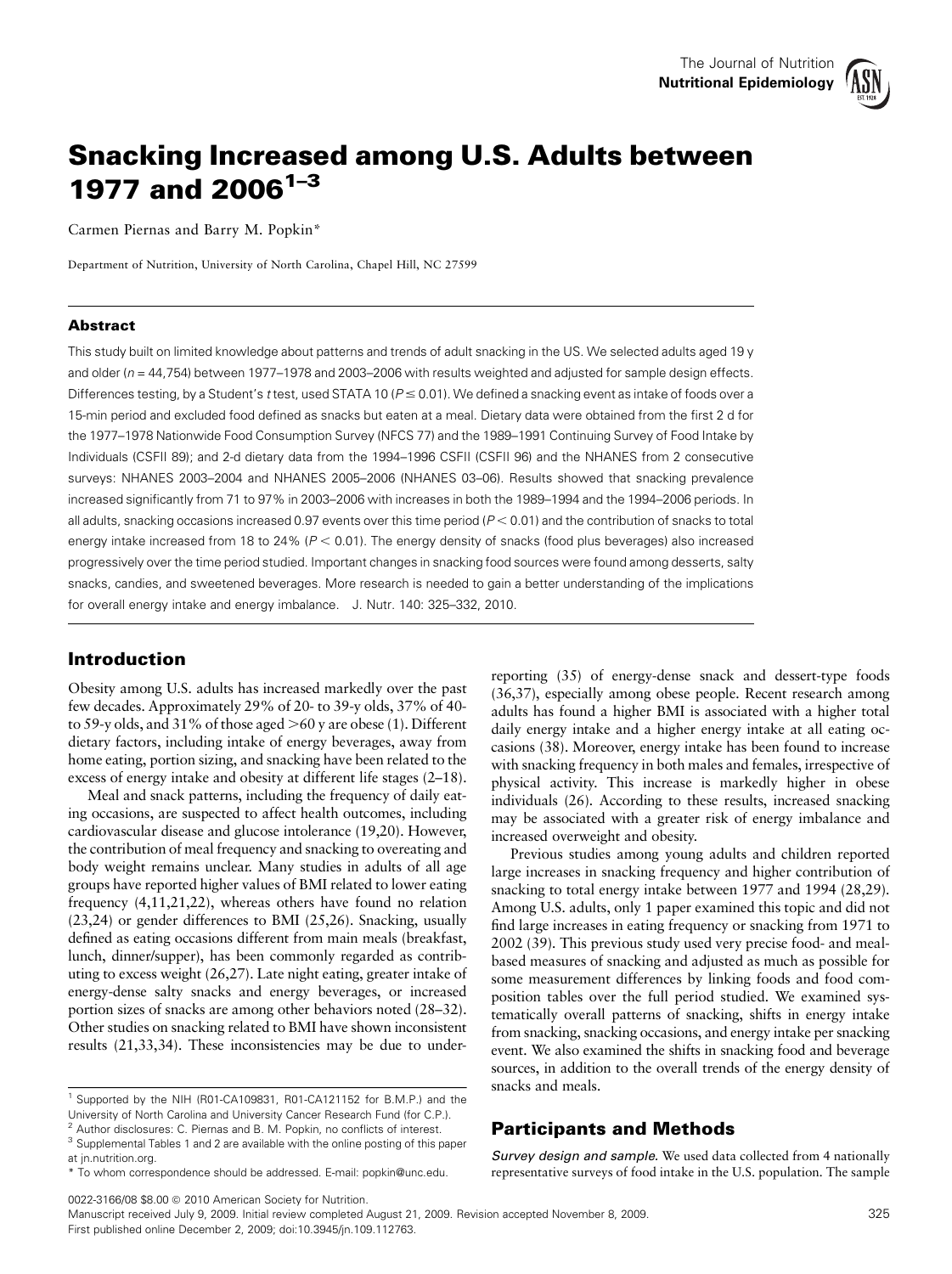# Snacking Increased among U.S. Adults between 1977 and 2006[1–3]

Carmen Piernas and Barry M. Popkin*

Department of Nutrition, University of North Carolina, Chapel Hill, NC 27599

## Abstract

This study built on limited knowledge about patterns and trends of adult snacking in the US. We selected adults aged 19 y and older ($n$ = 44,754) between 1977–1978 and 2003–2006 with results weighted and adjusted for sample design effects. Differences testing, by a Student's $t$ test, used STATA 10 ($P \leq 0.01$). We defined a snacking event as intake of foods over a 15-min period and excluded food defined as snacks but eaten at a meal. Dietary data were obtained from the first 2 d for the 1977–1978 Nationwide Food Consumption Survey (NFCS 77) and the 1989–1991 Continuing Survey of Food Intake by Individuals (CSFII 89); and 2-d dietary data from the 1994–1996 CSFII (CSFII 96) and the NHANES from 2 consecutive surveys: NHANES 2003–2004 and NHANES 2005–2006 (NHANES 03–06). Results showed that snacking prevalence increased significantly from 71 to 97% in 2003–2006 with increases in both the 1989–1994 and the 1994–2006 periods. In all adults, snacking occasions increased 0.97 events over this time period ($P < 0.01$) and the contribution of snacks to total energy intake increased from 18 to 24% ($P < 0.01$). The energy density of snacks (food plus beverages) also increased progressively over the time period studied. Important changes in snacking food sources were found among desserts, salty snacks, candies, and sweetened beverages. More research is needed to gain a better understanding of the implications for overall energy intake and energy imbalance. J. Nutr. 140: 325–332, 2010.

## Introduction

Obesity among U.S. adults has increased markedly over the past few decades. Approximately 29% of 20- to 39-y olds, 37% of 40- to 59-y olds, and 31% of those aged >60 y are obese (1). Different dietary factors, including intake of energy beverages, away from home eating, portion sizing, and snacking have been related to the excess of energy intake and obesity at different life stages (2–18).

Meal and snack patterns, including the frequency of daily eating occasions, are suspected to affect health outcomes, including cardiovascular disease and glucose intolerance (19,20). However, the contribution of meal frequency and snacking to overeating and body weight remains unclear. Many studies in adults of all age groups have reported higher values of BMI related to lower eating frequency (4,11,21,22), whereas others have found no relation (23,24) or gender differences to BMI (25,26). Snacking, usually defined as eating occasions different from main meals (breakfast, lunch, dinner/supper), has been commonly regarded as contributing to excess weight (26,27). Late night eating, greater intake of energy-dense salty snacks and energy beverages, or increased portion sizes of snacks are among other behaviors noted (28–32). Other studies on snacking related to BMI have shown inconsistent results (21,33,34). These inconsistencies may be due to under-reporting (35) of energy-dense snack and dessert-type foods (36,37), especially among obese people. Recent research among adults has found a higher BMI is associated with a higher total daily energy intake and a higher energy intake at all eating occasions (38). Moreover, energy intake has been found to increase with snacking frequency in both males and females, irrespective of physical activity. This increase is markedly higher in obese individuals (26). According to these results, increased snacking may be associated with a greater risk of energy imbalance and increased overweight and obesity.

Previous studies among young adults and children reported large increases in snacking frequency and higher contribution of snacking to total energy intake between 1977 and 1994 (28,29). Among U.S. adults, only 1 paper examined this topic and did not find large increases in eating frequency or snacking from 1971 to 2002 (39). This previous study used very precise food- and meal-based measures of snacking and adjusted as much as possible for some measurement differences by linking foods and food composition tables over the full period studied. We examined systematically overall patterns of snacking, shifts in energy intake from snacking, snacking occasions, and energy intake per snacking event. We also examined the shifts in snacking food and beverage sources, in addition to the overall trends of the energy density of snacks and meals.

## Participants and Methods

*Survey design and sample.* We used data collected from 4 nationally representative surveys of food intake in the U.S. population. The sample

---

[1] Supported by the NIH (R01-CA109831, R01-CA121152 for B.M.P.) and the University of North Carolina and University Cancer Research Fund (for C.P.).

[2] Author disclosures: C. Piernas and B. M. Popkin, no conflicts of interest.

[3] Supplemental Tables 1 and 2 are available with the online posting of this paper at jn.nutrition.org.

\* To whom correspondence should be addressed. E-mail: popkin@unc.edu.

0022-3166/08 $8.00 © 2010 American Society for Nutrition.
Manuscript received July 9, 2009. Initial review completed August 21, 2009. Revision accepted November 8, 2009.
First published online December 2, 2009; doi:10.3945/jn.109.112763.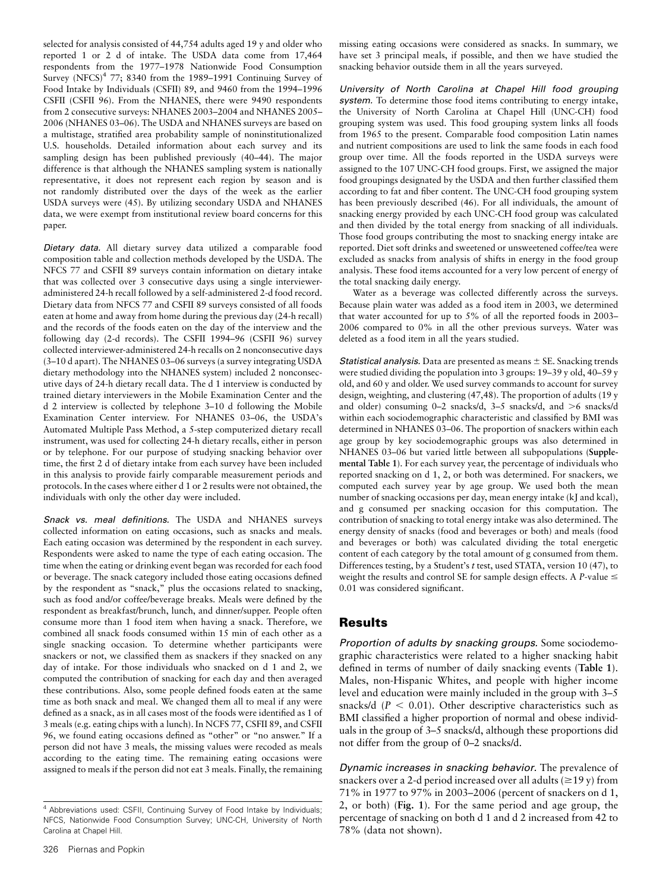selected for analysis consisted of 44,754 adults aged 19 y and older who reported 1 or 2 d of intake. The USDA data come from 17,464 respondents from the 1977–1978 Nationwide Food Consumption Survey (NFCS)[4] 77; 8340 from the 1989–1991 Continuing Survey of Food Intake by Individuals (CSFII) 89, and 9460 from the 1994–1996 CSFII (CSFII 96). From the NHANES, there were 9490 respondents from 2 consecutive surveys: NHANES 2003–2004 and NHANES 2005–2006 (NHANES 03–06). The USDA and NHANES surveys are based on a multistage, stratified area probability sample of noninstitutionalized U.S. households. Detailed information about each survey and its sampling design has been published previously (40–44). The major difference is that although the NHANES sampling system is nationally representative, it does not represent each region by season and is not randomly distributed over the days of the week as the earlier USDA surveys were (45). By utilizing secondary USDA and NHANES data, we were exempt from institutional review board concerns for this paper.

*Dietary data.* All dietary survey data utilized a comparable food composition table and collection methods developed by the USDA. The NFCS 77 and CSFII 89 surveys contain information on dietary intake that was collected over 3 consecutive days using a single interviewer-administered 24-h recall followed by a self-administered 2-d food record. Dietary data from NFCS 77 and CSFII 89 surveys consisted of all foods eaten at home and away from home during the previous day (24-h recall) and the records of the foods eaten on the day of the interview and the following day (2-d records). The CSFII 1994–96 (CSFII 96) survey collected interviewer-administered 24-h recalls on 2 nonconsecutive days (3–10 d apart). The NHANES 03–06 surveys (a survey integrating USDA dietary methodology into the NHANES system) included 2 nonconsecutive days of 24-h dietary recall data. The d 1 interview is conducted by trained dietary interviewers in the Mobile Examination Center and the d 2 interview is collected by telephone 3–10 d following the Mobile Examination Center interview. For NHANES 03–06, the USDA's Automated Multiple Pass Method, a 5-step computerized dietary recall instrument, was used for collecting 24-h dietary recalls, either in person or by telephone. For our purpose of studying snacking behavior over time, the first 2 d of dietary intake from each survey have been included in this analysis to provide fairly comparable measurement periods and protocols. In the cases where either d 1 or 2 results were not obtained, the individuals with only the other day were included.

*Snack vs. meal definitions.* The USDA and NHANES surveys collected information on eating occasions, such as snacks and meals. Each eating occasion was determined by the respondent in each survey. Respondents were asked to name the type of each eating occasion. The time when the eating or drinking event began was recorded for each food or beverage. The snack category included those eating occasions defined by the respondent as "snack," plus the occasions related to snacking, such as food and/or coffee/beverage breaks. Meals were defined by the respondent as breakfast/brunch, lunch, and dinner/supper. People often consume more than 1 food item when having a snack. Therefore, we combined all snack foods consumed within 15 min of each other as a single snacking occasion. To determine whether participants were snackers or not, we classified them as snackers if they snacked on any day of intake. For those individuals who snacked on d 1 and 2, we computed the contribution of snacking for each day and then averaged these contributions. Also, some people defined foods eaten at the same time as both snack and meal. We changed them all to meal if any were defined as a snack, as in all cases most of the foods were identified as 1 of 3 meals (e.g. eating chips with a lunch). In NCFS 77, CSFII 89, and CSFII 96, we found eating occasions defined as "other" or "no answer." If a person did not have 3 meals, the missing values were recoded as meals according to the eating time. The remaining eating occasions were assigned to meals if the person did not eat 3 meals. Finally, the remaining missing eating occasions were considered as snacks. In summary, we have set 3 principal meals, if possible, and then we have studied the snacking behavior outside them in all the years surveyed.

*University of North Carolina at Chapel Hill food grouping system.* To determine those food items contributing to energy intake, the University of North Carolina at Chapel Hill (UNC-CH) food grouping system was used. This food grouping system links all foods from 1965 to the present. Comparable food composition Latin names and nutrient compositions are used to link the same foods in each food group over time. All the foods reported in the USDA surveys were assigned to the 107 UNC-CH food groups. First, we assigned the major food groupings designated by the USDA and then further classified them according to fat and fiber content. The UNC-CH food grouping system has been previously described (46). For all individuals, the amount of snacking energy provided by each UNC-CH food group was calculated and then divided by the total energy from snacking of all individuals. Those food groups contributing the most to snacking energy intake are reported. Diet soft drinks and sweetened or unsweetened coffee/tea were excluded as snacks from analysis of shifts in energy in the food group analysis. These food items accounted for a very low percent of energy of the total snacking daily energy.

Water as a beverage was collected differently across the surveys. Because plain water was added as a food item in 2003, we determined that water accounted for up to 5% of all the reported foods in 2003–2006 compared to 0% in all the other previous surveys. Water was deleted as a food item in all the years studied.

*Statistical analysis.* Data are presented as means ± SE. Snacking trends were studied dividing the population into 3 groups: 19–39 y old, 40–59 y old, and 60 y and older. We used survey commands to account for survey design, weighting, and clustering (47,48). The proportion of adults (19 y and older) consuming 0–2 snacks/d, 3–5 snacks/d, and >6 snacks/d within each sociodemographic characteristic and classified by BMI was determined in NHANES 03–06. The proportion of snackers within each age group by key sociodemographic groups was also determined in NHANES 03–06 but varied little between all subpopulations (**Supplemental Table 1**). For each survey year, the percentage of individuals who reported snacking on d 1, 2, or both was determined. For snackers, we computed each survey year by age group. We used both the mean number of snacking occasions per day, mean energy intake (kJ and kcal), and g consumed per snacking occasion for this computation. The contribution of snacking to total energy intake was also determined. The energy density of snacks (food and beverages or both) and meals (food and beverages or both) was calculated dividing the total energetic content of each category by the total amount of g consumed from them. Differences testing, by a Student's *t* test, used STATA, version 10 (47), to weight the results and control SE for sample design effects. A *P*-value ≤ 0.01 was considered significant.

## Results

*Proportion of adults by snacking groups.* Some sociodemographic characteristics were related to a higher snacking habit defined in terms of number of daily snacking events (**Table 1**). Males, non-Hispanic Whites, and people with higher income level and education were mainly included in the group with 3–5 snacks/d ($P < 0.01$). Other descriptive characteristics such as BMI classified a higher proportion of normal and obese individuals in the group of 3–5 snacks/d, although these proportions did not differ from the group of 0–2 snacks/d.

*Dynamic increases in snacking behavior.* The prevalence of snackers over a 2-d period increased over all adults (≥19 y) from 71% in 1977 to 97% in 2003–2006 (percent of snackers on d 1, 2, or both) (**Fig. 1**). For the same period and age group, the percentage of snacking on both d 1 and d 2 increased from 42 to 78% (data not shown).

[4] Abbreviations used: CSFII, Continuing Survey of Food Intake by Individuals; NFCS, Nationwide Food Consumption Survey; UNC-CH, University of North Carolina at Chapel Hill.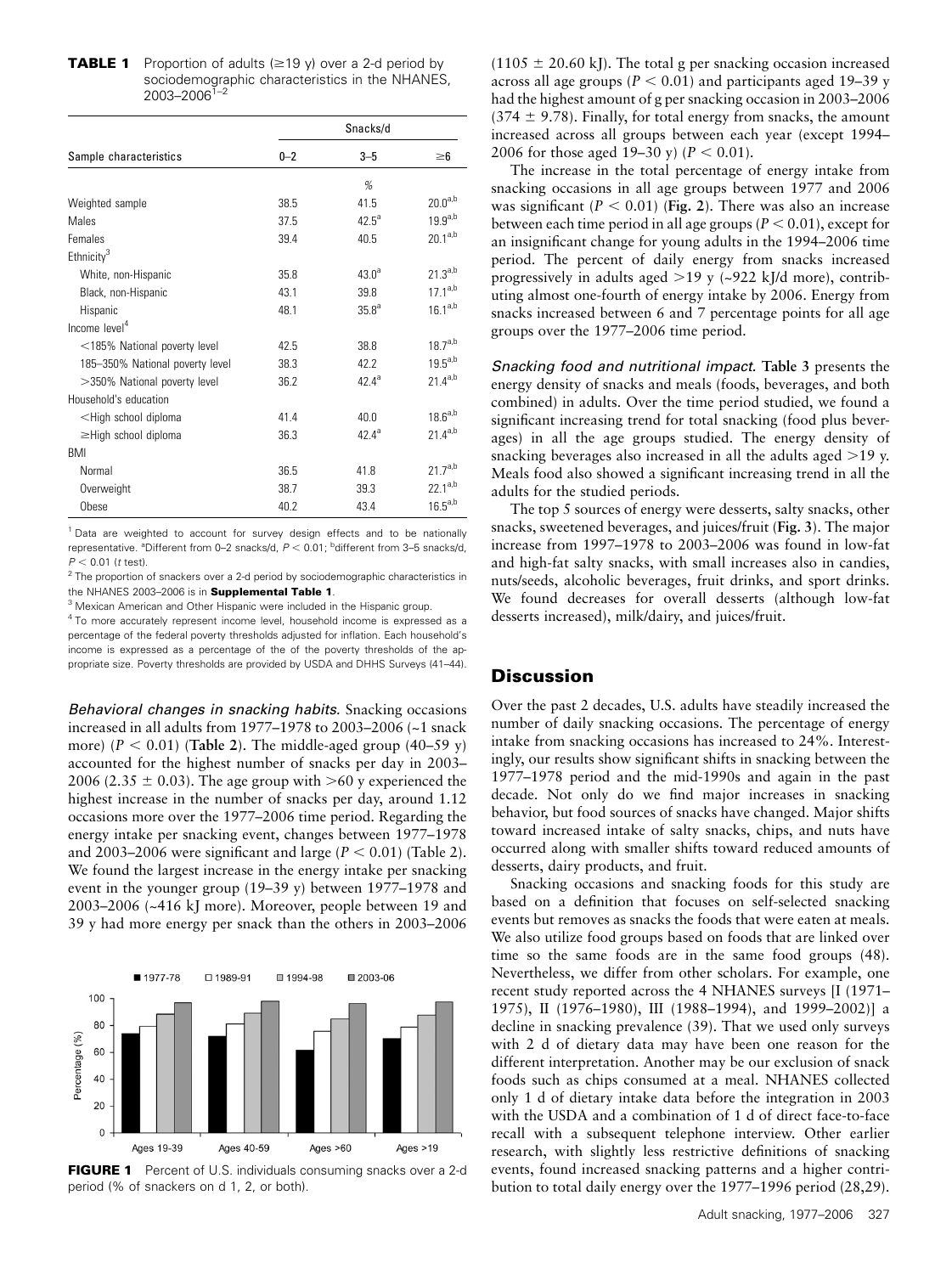**TABLE 1** Proportion of adults (≥19 y) over a 2-d period by sociodemographic characteristics in the NHANES, 2003–2006[1–2]

| Sample characteristics | Snacks/d | | |
|---|---|---|---|
| | 0–2 | 3–5 | ≥6 |
| | | % | |
| Weighted sample | 38.5 | 41.5 | 20.0[a,b] |
| Males | 37.5 | 42.5[a] | 19.9[a,b] |
| Females | 39.4 | 40.5 | 20.1[a,b] |
| Ethnicity[3] | | | |
| White, non-Hispanic | 35.8 | 43.0[a] | 21.3[a,b] |
| Black, non-Hispanic | 43.1 | 39.8 | 17.1[a,b] |
| Hispanic | 48.1 | 35.8[a] | 16.1[a,b] |
| Income level[4] | | | |
| <185% National poverty level | 42.5 | 38.8 | 18.7[a,b] |
| 185–350% National poverty level | 38.3 | 42.2 | 19.5[a,b] |
| >350% National poverty level | 36.2 | 42.4[a] | 21.4[a,b] |
| Household's education | | | |
| <High school diploma | 41.4 | 40.0 | 18.6[a,b] |
| ≥High school diploma | 36.3 | 42.4[a] | 21.4[a,b] |
| BMI | | | |
| Normal | 36.5 | 41.8 | 21.7[a,b] |
| Overweight | 38.7 | 39.3 | 22.1[a,b] |
| Obese | 40.2 | 43.4 | 16.5[a,b] |

[1] Data are weighted to account for survey design effects and to be nationally representative. [a]Different from 0–2 snacks/d, $P < 0.01$; [b]different from 3–5 snacks/d, $P < 0.01$ (*t* test).

[2] The proportion of snackers over a 2-d period by sociodemographic characteristics in the NHANES 2003–2006 is in **Supplemental Table 1**.

[3] Mexican American and Other Hispanic were included in the Hispanic group.

[4] To more accurately represent income level, household income is expressed as a percentage of the federal poverty thresholds adjusted for inflation. Each household's income is expressed as a percentage of the of the poverty thresholds of the appropriate size. Poverty thresholds are provided by USDA and DHHS Surveys (41–44).

*Behavioral changes in snacking habits.* Snacking occasions increased in all adults from 1977–1978 to 2003–2006 (~1 snack more) ($P < 0.01$) (**Table 2**). The middle-aged group (40–59 y) accounted for the highest number of snacks per day in 2003–2006 (2.35 ± 0.03). The age group with >60 y experienced the highest increase in the number of snacks per day, around 1.12 occasions more over the 1977–2006 time period. Regarding the energy intake per snacking event, changes between 1977–1978 and 2003–2006 were significant and large ($P < 0.01$) (Table 2). We found the largest increase in the energy intake per snacking event in the younger group (19–39 y) between 1977–1978 and 2003–2006 (~416 kJ more). Moreover, people between 19 and 39 y had more energy per snack than the others in 2003–2006

| | 1977-78 | 1989-91 | 1994-98 | 2003-06 |
|---|---|---|---|---|
| Ages 19-39 | | | | |
| Ages 40-59 | | | | |
| Ages >60 | | | | |
| Ages >19 | | | | |

**FIGURE 1** Percent of U.S. individuals consuming snacks over a 2-d period (% of snackers on d 1, 2, or both).

(1105 ± 20.60 kJ). The total g per snacking occasion increased across all age groups ($P < 0.01$) and participants aged 19–39 y had the highest amount of g per snacking occasion in 2003–2006 (374 ± 9.78). Finally, for total energy from snacks, the amount increased across all groups between each year (except 1994–2006 for those aged 19–30 y) ($P < 0.01$).

The increase in the total percentage of energy intake from snacking occasions in all age groups between 1977 and 2006 was significant ($P < 0.01$) (**Fig. 2**). There was also an increase between each time period in all age groups ($P < 0.01$), except for an insignificant change for young adults in the 1994–2006 time period. The percent of daily energy from snacks increased progressively in adults aged >19 y (~922 kJ/d more), contributing almost one-fourth of energy intake by 2006. Energy from snacks increased between 6 and 7 percentage points for all age groups over the 1977–2006 time period.

*Snacking food and nutritional impact.* **Table 3** presents the energy density of snacks and meals (foods, beverages, and both combined) in adults. Over the time period studied, we found a significant increasing trend for total snacking (food plus beverages) in all the age groups studied. The energy density of snacking beverages also increased in all the adults aged >19 y. Meals food also showed a significant increasing trend in all the adults for the studied periods.

The top 5 sources of energy were desserts, salty snacks, other snacks, sweetened beverages, and juices/fruit (**Fig. 3**). The major increase from 1997–1978 to 2003–2006 was found in low-fat and high-fat salty snacks, with small increases also in candies, nuts/seeds, alcoholic beverages, fruit drinks, and sport drinks. We found decreases for overall desserts (although low-fat desserts increased), milk/dairy, and juices/fruit.

## Discussion

Over the past 2 decades, U.S. adults have steadily increased the number of daily snacking occasions. The percentage of energy intake from snacking occasions has increased to 24%. Interestingly, our results show significant shifts in snacking between the 1977–1978 period and the mid-1990s and again in the past decade. Not only do we find major increases in snacking behavior, but food sources of snacks have changed. Major shifts toward increased intake of salty snacks, chips, and nuts have occurred along with smaller shifts toward reduced amounts of desserts, dairy products, and fruit.

Snacking occasions and snacking foods for this study are based on a definition that focuses on self-selected snacking events but removes as snacks the foods that were eaten at meals. We also utilize food groups based on foods that are linked over time so the same foods are in the same food groups (48). Nevertheless, we differ from other scholars. For example, one recent study reported across the 4 NHANES surveys [I (1971–1975), II (1976–1980), III (1988–1994), and 1999–2002)] a decline in snacking prevalence (39). That we used only surveys with 2 d of dietary data may have been one reason for the different interpretation. Another may be our exclusion of snack foods such as chips consumed at a meal. NHANES collected only 1 d of dietary intake data before the integration in 2003 with the USDA and a combination of 1 d of direct face-to-face recall with a subsequent telephone interview. Other earlier research, with slightly less restrictive definitions of snacking events, found increased snacking patterns and a higher contribution to total daily energy over the 1977–1996 period (28,29).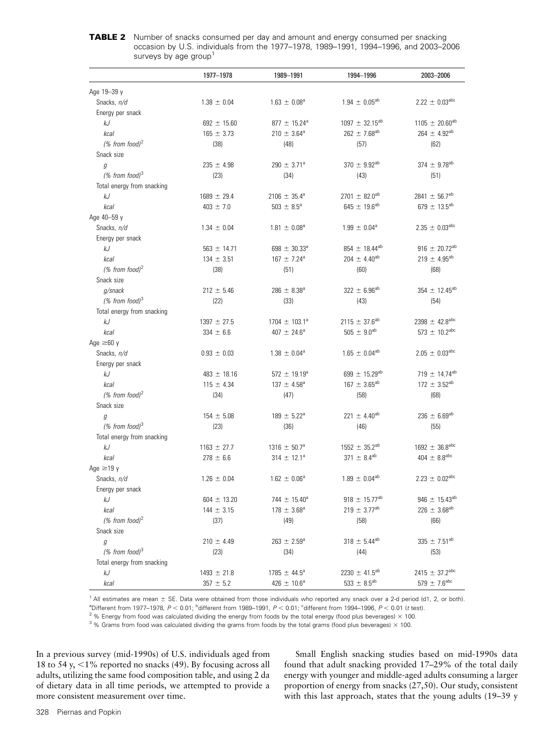**TABLE 2** Number of snacks consumed per day and amount and energy consumed per snacking occasion by U.S. individuals from the 1977–1978, 1989–1991, 1994–1996, and 2003–2006 surveys by age group[1]

| | 1977–1978 | 1989–1991 | 1994–1996 | 2003–2006 |
|---|---|---|---|---|
| Age 19–39 y | | | | |
| Snacks, *n/d* | 1.38 ± 0.04 | 1.63 ± 0.08[a] | 1.94 ± 0.05[ab] | 2.22 ± 0.03[abc] |
| Energy per snack | | | | |
| *kJ* | 692 ± 15.60 | 877 ± 15.24[a] | 1097 ± 32.15[ab] | 1105 ± 20.60[ab] |
| *kcal* | 165 ± 3.73 | 210 ± 3.64[a] | 262 ± 7.68[ab] | 264 ± 4.92[ab] |
| *(% from food)*[2] | (38) | (48) | (57) | (62) |
| Snack size | | | | |
| *g* | 235 ± 4.98 | 290 ± 3.71[a] | 370 ± 9.92[ab] | 374 ± 9.78[ab] |
| *(% from food)*[3] | (23) | (34) | (43) | (51) |
| Total energy from snacking | | | | |
| *kJ* | 1689 ± 29.4 | 2106 ± 35.4[a] | 2701 ± 82.0[ab] | 2841 ± 56.7[ab] |
| *kcal* | 403 ± 7.0 | 503 ± 8.5[a] | 645 ± 19.6[ab] | 679 ± 13.5[ab] |
| Age 40–59 y | | | | |
| Snacks, *n/d* | 1.34 ± 0.04 | 1.81 ± 0.08[a] | 1.99 ± 0.04[a] | 2.35 ± 0.03[abc] |
| Energy per snack | | | | |
| *kJ* | 563 ± 14.71 | 698 ± 30.33[a] | 854 ± 18.44[ab] | 916 ± 20.72[ab] |
| *kcal* | 134 ± 3.51 | 167 ± 7.24[a] | 204 ± 4.40[ab] | 219 ± 4.95[ab] |
| *(% from food)*[2] | (38) | (51) | (60) | (68) |
| Snack size | | | | |
| *g/snack* | 212 ± 5.46 | 286 ± 8.38[a] | 322 ± 6.96[ab] | 354 ± 12.45[ab] |
| *(% from food)*[3] | (22) | (33) | (43) | (54) |
| Total energy from snacking | | | | |
| *kJ* | 1397 ± 27.5 | 1704 ± 103.1[a] | 2115 ± 37.6[ab] | 2398 ± 42.8[abc] |
| *kcal* | 334 ± 6.6 | 407 ± 24.6[a] | 505 ± 9.0[ab] | 573 ± 10.2[abc] |
| Age ≥60 y | | | | |
| Snacks, *n/d* | 0.93 ± 0.03 | 1.38 ± 0.04[a] | 1.65 ± 0.04[ab] | 2.05 ± 0.03[abc] |
| Energy per snack | | | | |
| *kJ* | 483 ± 18.16 | 572 ± 19.19[a] | 699 ± 15.29[ab] | 719 ± 14.74[ab] |
| *kcal* | 115 ± 4.34 | 137 ± 4.58[a] | 167 ± 3.65[ab] | 172 ± 3.52[ab] |
| *(% from food)*[2] | (34) | (47) | (58) | (68) |
| Snack size | | | | |
| *g* | 154 ± 5.08 | 189 ± 5.22[a] | 221 ± 4.40[ab] | 236 ± 6.69[ab] |
| *(% from food)*[3] | (23) | (36) | (46) | (55) |
| Total energy from snacking | | | | |
| *kJ* | 1163 ± 27.7 | 1316 ± 50.7[a] | 1552 ± 35.2[ab] | 1692 ± 36.8[abc] |
| *kcal* | 278 ± 6.6 | 314 ± 12.1[a] | 371 ± 8.4[ab] | 404 ± 8.8[abc] |
| Age ≥19 y | | | | |
| Snacks, *n/d* | 1.26 ± 0.04 | 1.62 ± 0.06[a] | 1.89 ± 0.04[ab] | 2.23 ± 0.02[abc] |
| Energy per snack | | | | |
| *kJ* | 604 ± 13.20 | 744 ± 15.40[a] | 918 ± 15.77[ab] | 946 ± 15.43[ab] |
| *kcal* | 144 ± 3.15 | 178 ± 3.68[a] | 219 ± 3.77[ab] | 226 ± 3.68[ab] |
| *(% from food)*[2] | (37) | (49) | (58) | (66) |
| Snack size | | | | |
| *g* | 210 ± 4.49 | 263 ± 2.59[a] | 318 ± 5.44[ab] | 335 ± 7.51[ab] |
| *(% from food)*[3] | (23) | (34) | (44) | (53) |
| Total energy from snacking | | | | |
| *kJ* | 1493 ± 21.8 | 1785 ± 44.5[a] | 2230 ± 41.5[ab] | 2415 ± 37.2[abc] |
| *kcal* | 357 ± 5.2 | 426 ± 10.6[a] | 533 ± 8.5[ab] | 579 ± 7.6[abc] |

[1] All estimates are mean ± SE. Data were obtained from those individuals who reported any snack over a 2-d period (d1, 2, or both).
[a]Different from 1977–1978, $P < 0.01$; [b]different from 1989–1991, $P < 0.01$; [c]different from 1994–1996, $P < 0.01$ (*t* test).
[2] % Energy from food was calculated dividing the energy from foods by the total energy (food plus beverages) × 100.
[3] % Grams from food was calculated dividing the grams from foods by the total grams (food plus beverages) × 100.

In a previous survey (mid-1990s) of U.S. individuals aged from 18 to 54 y, <1% reported no snacks (49). By focusing across all adults, utilizing the same food composition table, and using 2 da of dietary data in all time periods, we attempted to provide a more consistent measurement over time.

Small English snacking studies based on mid-1990s data found that adult snacking provided 17–29% of the total daily energy with younger and middle-aged adults consuming a larger proportion of energy from snacks (27,50). Our study, consistent with this last approach, states that the young adults (19–39 y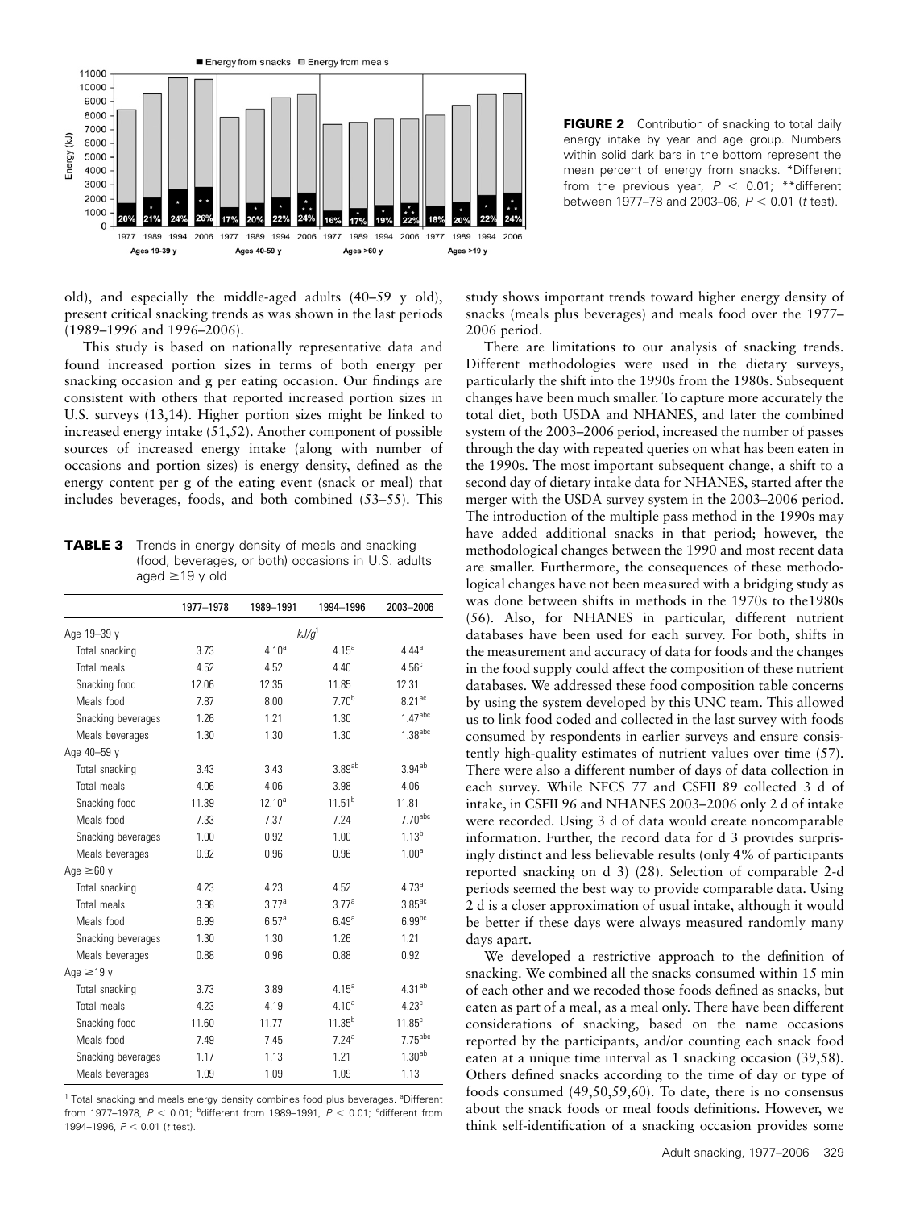**FIGURE 2** Contribution of snacking to total daily energy intake by year and age group. Numbers within solid dark bars in the bottom represent the mean percent of energy from snacks. *Different from the previous year, $P < 0.01$; **different between 1977–78 and 2003–06, $P < 0.01$ (*t* test).

old), and especially the middle-aged adults (40–59 y old), present critical snacking trends as was shown in the last periods (1989–1996 and 1996–2006).

This study is based on nationally representative data and found increased portion sizes in terms of both energy per snacking occasion and g per eating occasion. Our findings are consistent with others that reported increased portion sizes in U.S. surveys (13,14). Higher portion sizes might be linked to increased energy intake (51,52). Another component of possible sources of increased energy intake (along with number of occasions and portion sizes) is energy density, defined as the energy content per g of the eating event (snack or meal) that includes beverages, foods, and both combined (53–55). This study shows important trends toward higher energy density of snacks (meals plus beverages) and meals food over the 1977–2006 period.

**TABLE 3** Trends in energy density of meals and snacking (food, beverages, or both) occasions in U.S. adults aged ≥19 y old

| | 1977–1978 | 1989–1991 | 1994–1996 | 2003–2006 |
|---|---|---|---|---|
| Age 19–39 y | | *kJ/g*[1] | | |
| Total snacking | 3.73 | 4.10[a] | 4.15[a] | 4.44[a] |
| Total meals | 4.52 | 4.52 | 4.40 | 4.56[c] |
| Snacking food | 12.06 | 12.35 | 11.85 | 12.31 |
| Meals food | 7.87 | 8.00 | 7.70[b] | 8.21[ac] |
| Snacking beverages | 1.26 | 1.21 | 1.30 | 1.47[abc] |
| Meals beverages | 1.30 | 1.30 | 1.30 | 1.38[abc] |
| Age 40–59 y | | | | |
| Total snacking | 3.43 | 3.43 | 3.89[ab] | 3.94[ab] |
| Total meals | 4.06 | 4.06 | 3.98 | 4.06 |
| Snacking food | 11.39 | 12.10[a] | 11.51[b] | 11.81 |
| Meals food | 7.33 | 7.37 | 7.24 | 7.70[abc] |
| Snacking beverages | 1.00 | 0.92 | 1.00 | 1.13[b] |
| Meals beverages | 0.92 | 0.96 | 0.96 | 1.00[a] |
| Age ≥60 y | | | | |
| Total snacking | 4.23 | 4.23 | 4.52 | 4.73[a] |
| Total meals | 3.98 | 3.77[a] | 3.77[a] | 3.85[ac] |
| Meals food | 6.99 | 6.57[a] | 6.49[a] | 6.99[bc] |
| Snacking beverages | 1.30 | 1.30 | 1.26 | 1.21 |
| Meals beverages | 0.88 | 0.96 | 0.88 | 0.92 |
| Age ≥19 y | | | | |
| Total snacking | 3.73 | 3.89 | 4.15[a] | 4.31[ab] |
| Total meals | 4.23 | 4.19 | 4.10[a] | 4.23[c] |
| Snacking food | 11.60 | 11.77 | 11.35[b] | 11.85[c] |
| Meals food | 7.49 | 7.45 | 7.24[a] | 7.75[abc] |
| Snacking beverages | 1.17 | 1.13 | 1.21 | 1.30[ab] |
| Meals beverages | 1.09 | 1.09 | 1.09 | 1.13 |

[1] Total snacking and meals energy density combines food plus beverages. [a]Different from 1977–1978, $P < 0.01$; [b]different from 1989–1991, $P < 0.01$; [c]different from 1994–1996, $P < 0.01$ (*t* test).

There are limitations to our analysis of snacking trends. Different methodologies were used in the dietary surveys, particularly the shift into the 1990s from the 1980s. Subsequent changes have been much smaller. To capture more accurately the total diet, both USDA and NHANES, and later the combined system of the 2003–2006 period, increased the number of passes through the day with repeated queries on what has been eaten in the 1990s. The most important subsequent change, a shift to a second day of dietary intake data for NHANES, started after the merger with the USDA survey system in the 2003–2006 period. The introduction of the multiple pass method in the 1990s may have added additional snacks in that period; however, the methodological changes between the 1990 and most recent data are smaller. Furthermore, the consequences of these methodological changes have not been measured with a bridging study as was done between shifts in methods in the 1970s to the1980s (56). Also, for NHANES in particular, different nutrient databases have been used for each survey. For both, shifts in the measurement and accuracy of data for foods and the changes in the food supply could affect the composition of these nutrient databases. We addressed these food composition table concerns by using the system developed by this UNC team. This allowed us to link food coded and collected in the last survey with foods consumed by respondents in earlier surveys and ensure consistently high-quality estimates of nutrient values over time (57). There were also a different number of days of data collection in each survey. While NFCS 77 and CSFII 89 collected 3 d of intake, in CSFII 96 and NHANES 2003–2006 only 2 d of intake were recorded. Using 3 d of data would create noncomparable information. Further, the record data for d 3 provides surprisingly distinct and less believable results (only 4% of participants reported snacking on d 3) (28). Selection of comparable 2-d periods seemed the best way to provide comparable data. Using 2 d is a closer approximation of usual intake, although it would be better if these days were always measured randomly many days apart.

We developed a restrictive approach to the definition of snacking. We combined all the snacks consumed within 15 min of each other and we recoded those foods defined as snacks, but eaten as part of a meal, as a meal only. There have been different considerations of snacking, based on the name occasions reported by the participants, and/or counting each snack food eaten at a unique time interval as 1 snacking occasion (39,58). Others defined snacks according to the time of day or type of foods consumed (49,50,59,60). To date, there is no consensus about the snack foods or meal foods definitions. However, we think self-identification of a snacking occasion provides some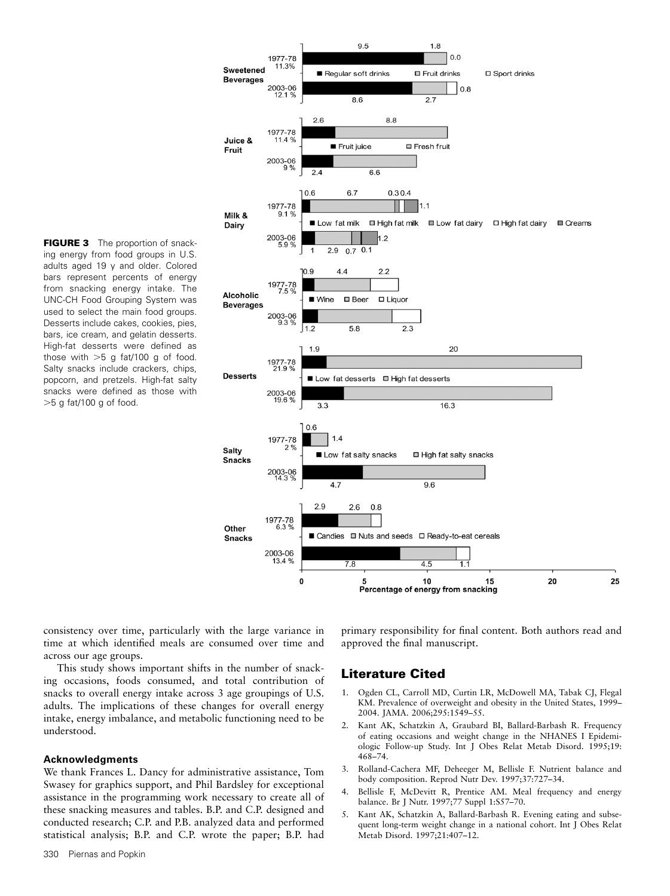**FIGURE 3** The proportion of snacking energy from food groups in U.S. adults aged 19 y and older. Colored bars represent percents of energy from snacking energy intake. The UNC-CH Food Grouping System was used to select the main food groups. Desserts include cakes, cookies, pies, bars, ice cream, and gelatin desserts. High-fat desserts were defined as those with >5 g fat/100 g of food. Salty snacks include crackers, chips, popcorn, and pretzels. High-fat salty snacks were defined as those with >5 g fat/100 g of food.

consistency over time, particularly with the large variance in time at which identified meals are consumed over time and across our age groups.

This study shows important shifts in the number of snacking occasions, foods consumed, and total contribution of snacks to overall energy intake across 3 age groupings of U.S. adults. The implications of these changes for overall energy intake, energy imbalance, and metabolic functioning need to be understood.

### Acknowledgments

We thank Frances L. Dancy for administrative assistance, Tom Swasey for graphics support, and Phil Bardsley for exceptional assistance in the programming work necessary to create all of these snacking measures and tables. B.P. and C.P. designed and conducted research; C.P. and P.B. analyzed data and performed statistical analysis; B.P. and C.P. wrote the paper; B.P. had primary responsibility for final content. Both authors read and approved the final manuscript.

## Literature Cited

1. Ogden CL, Carroll MD, Curtin LR, McDowell MA, Tabak CJ, Flegal KM. Prevalence of overweight and obesity in the United States, 1999–2004. JAMA. 2006;295:1549–55.
2. Kant AK, Schatzkin A, Graubard BI, Ballard-Barbash R. Frequency of eating occasions and weight change in the NHANES I Epidemiologic Follow-up Study. Int J Obes Relat Metab Disord. 1995;19: 468–74.
3. Rolland-Cachera MF, Deheeger M, Bellisle F. Nutrient balance and body composition. Reprod Nutr Dev. 1997;37:727–34.
4. Bellisle F, McDevitt R, Prentice AM. Meal frequency and energy balance. Br J Nutr. 1997;77 Suppl 1:S57–70.
5. Kant AK, Schatzkin A, Ballard-Barbash R. Evening eating and subsequent long-term weight change in a national cohort. Int J Obes Relat Metab Disord. 1997;21:407–12.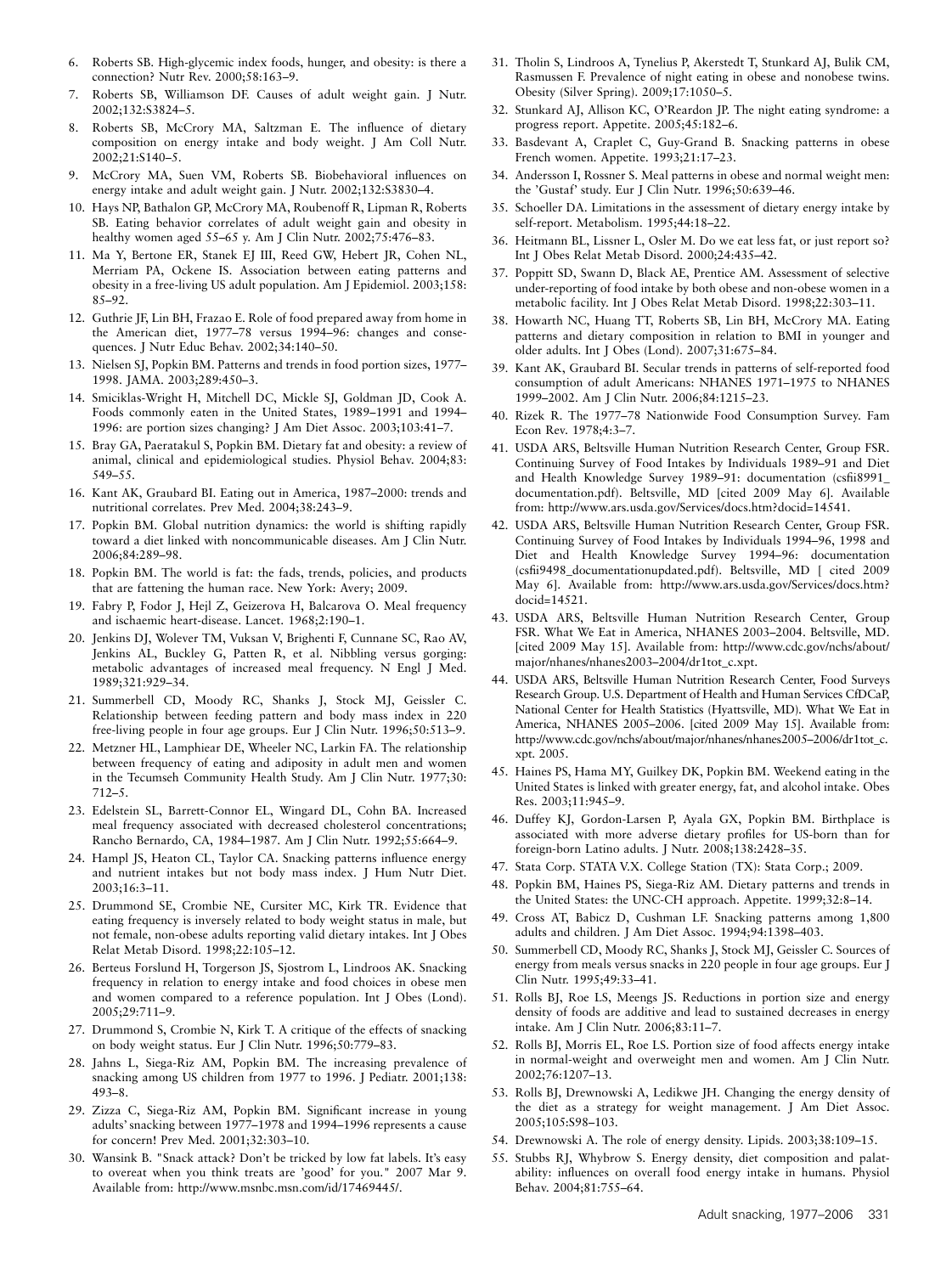6. Roberts SB. High-glycemic index foods, hunger, and obesity: is there a connection? Nutr Rev. 2000;58:163–9.
7. Roberts SB, Williamson DF. Causes of adult weight gain. J Nutr. 2002;132:S3824–5.
8. Roberts SB, McCrory MA, Saltzman E. The influence of dietary composition on energy intake and body weight. J Am Coll Nutr. 2002;21:S140–5.
9. McCrory MA, Suen VM, Roberts SB. Biobehavioral influences on energy intake and adult weight gain. J Nutr. 2002;132:S3830–4.
10. Hays NP, Bathalon GP, McCrory MA, Roubenoff R, Lipman R, Roberts SB. Eating behavior correlates of adult weight gain and obesity in healthy women aged 55–65 y. Am J Clin Nutr. 2002;75:476–83.
11. Ma Y, Bertone ER, Stanek EJ III, Reed GW, Hebert JR, Cohen NL, Merriam PA, Ockene IS. Association between eating patterns and obesity in a free-living US adult population. Am J Epidemiol. 2003;158: 85–92.
12. Guthrie JF, Lin BH, Frazao E. Role of food prepared away from home in the American diet, 1977–78 versus 1994–96: changes and consequences. J Nutr Educ Behav. 2002;34:140–50.
13. Nielsen SJ, Popkin BM. Patterns and trends in food portion sizes, 1977–1998. JAMA. 2003;289:450–3.
14. Smiciklas-Wright H, Mitchell DC, Mickle SJ, Goldman JD, Cook A. Foods commonly eaten in the United States, 1989–1991 and 1994–1996: are portion sizes changing? J Am Diet Assoc. 2003;103:41–7.
15. Bray GA, Paeratakul S, Popkin BM. Dietary fat and obesity: a review of animal, clinical and epidemiological studies. Physiol Behav. 2004;83: 549–55.
16. Kant AK, Graubard BI. Eating out in America, 1987–2000: trends and nutritional correlates. Prev Med. 2004;38:243–9.
17. Popkin BM. Global nutrition dynamics: the world is shifting rapidly toward a diet linked with noncommunicable diseases. Am J Clin Nutr. 2006;84:289–98.
18. Popkin BM. The world is fat: the fads, trends, policies, and products that are fattening the human race. New York: Avery; 2009.
19. Fabry P, Fodor J, Hejl Z, Geizerova H, Balcarova O. Meal frequency and ischaemic heart-disease. Lancet. 1968;2:190–1.
20. Jenkins DJ, Wolever TM, Vuksan V, Brighenti F, Cunnane SC, Rao AV, Jenkins AL, Buckley G, Patten R, et al. Nibbling versus gorging: metabolic advantages of increased meal frequency. N Engl J Med. 1989;321:929–34.
21. Summerbell CD, Moody RC, Shanks J, Stock MJ, Geissler C. Relationship between feeding pattern and body mass index in 220 free-living people in four age groups. Eur J Clin Nutr. 1996;50:513–9.
22. Metzner HL, Lamphiear DE, Wheeler NC, Larkin FA. The relationship between frequency of eating and adiposity in adult men and women in the Tecumseh Community Health Study. Am J Clin Nutr. 1977;30: 712–5.
23. Edelstein SL, Barrett-Connor EL, Wingard DL, Cohn BA. Increased meal frequency associated with decreased cholesterol concentrations; Rancho Bernardo, CA, 1984–1987. Am J Clin Nutr. 1992;55:664–9.
24. Hampl JS, Heaton CL, Taylor CA. Snacking patterns influence energy and nutrient intakes but not body mass index. J Hum Nutr Diet. 2003;16:3–11.
25. Drummond SE, Crombie NE, Cursiter MC, Kirk TR. Evidence that eating frequency is inversely related to body weight status in male, but not female, non-obese adults reporting valid dietary intakes. Int J Obes Relat Metab Disord. 1998;22:105–12.
26. Berteus Forslund H, Torgerson JS, Sjostrom L, Lindroos AK. Snacking frequency in relation to energy intake and food choices in obese men and women compared to a reference population. Int J Obes (Lond). 2005;29:711–9.
27. Drummond S, Crombie N, Kirk T. A critique of the effects of snacking on body weight status. Eur J Clin Nutr. 1996;50:779–83.
28. Jahns L, Siega-Riz AM, Popkin BM. The increasing prevalence of snacking among US children from 1977 to 1996. J Pediatr. 2001;138: 493–8.
29. Zizza C, Siega-Riz AM, Popkin BM. Significant increase in young adults' snacking between 1977–1978 and 1994–1996 represents a cause for concern! Prev Med. 2001;32:303–10.
30. Wansink B. "Snack attack? Don't be tricked by low fat labels. It's easy to overeat when you think treats are 'good' for you." 2007 Mar 9. Available from: http://www.msnbc.msn.com/id/17469445/.
31. Tholin S, Lindroos A, Tynelius P, Akerstedt T, Stunkard AJ, Bulik CM, Rasmussen F. Prevalence of night eating in obese and nonobese twins. Obesity (Silver Spring). 2009;17:1050–5.
32. Stunkard AJ, Allison KC, O'Reardon JP. The night eating syndrome: a progress report. Appetite. 2005;45:182–6.
33. Basdevant A, Craplet C, Guy-Grand B. Snacking patterns in obese French women. Appetite. 1993;21:17–23.
34. Andersson I, Rossner S. Meal patterns in obese and normal weight men: the 'Gustaf' study. Eur J Clin Nutr. 1996;50:639–46.
35. Schoeller DA. Limitations in the assessment of dietary energy intake by self-report. Metabolism. 1995;44:18–22.
36. Heitmann BL, Lissner L, Osler M. Do we eat less fat, or just report so? Int J Obes Relat Metab Disord. 2000;24:435–42.
37. Poppitt SD, Swann D, Black AE, Prentice AM. Assessment of selective under-reporting of food intake by both obese and non-obese women in a metabolic facility. Int J Obes Relat Metab Disord. 1998;22:303–11.
38. Howarth NC, Huang TT, Roberts SB, Lin BH, McCrory MA. Eating patterns and dietary composition in relation to BMI in younger and older adults. Int J Obes (Lond). 2007;31:675–84.
39. Kant AK, Graubard BI. Secular trends in patterns of self-reported food consumption of adult Americans: NHANES 1971–1975 to NHANES 1999–2002. Am J Clin Nutr. 2006;84:1215–23.
40. Rizek R. The 1977–78 Nationwide Food Consumption Survey. Fam Econ Rev. 1978;4:3–7.
41. USDA ARS, Beltsville Human Nutrition Research Center, Group FSR. Continuing Survey of Food Intakes by Individuals 1989–91 and Diet and Health Knowledge Survey 1989–91: documentation (csfii8991_documentation.pdf). Beltsville, MD [cited 2009 May 6]. Available from: http://www.ars.usda.gov/Services/docs.htm?docid=14541.
42. USDA ARS, Beltsville Human Nutrition Research Center, Group FSR. Continuing Survey of Food Intakes by Individuals 1994–96, 1998 and Diet and Health Knowledge Survey 1994–96: documentation (csfii9498_documentationupdated.pdf). Beltsville, MD [ cited 2009 May 6]. Available from: http://www.ars.usda.gov/Services/docs.htm?docid=14521.
43. USDA ARS, Beltsville Human Nutrition Research Center, Group FSR. What We Eat in America, NHANES 2003–2004. Beltsville, MD. [cited 2009 May 15]. Available from: http://www.cdc.gov/nchs/about/major/nhanes/nhanes2003–2004/dr1tot_c.xpt.
44. USDA ARS, Beltsville Human Nutrition Research Center, Food Surveys Research Group. U.S. Department of Health and Human Services CfDCaP, National Center for Health Statistics (Hyattsville, MD). What We Eat in America, NHANES 2005–2006. [cited 2009 May 15]. Available from: http://www.cdc.gov/nchs/about/major/nhanes/nhanes2005–2006/dr1tot_c.xpt. 2005.
45. Haines PS, Hama MY, Guilkey DK, Popkin BM. Weekend eating in the United States is linked with greater energy, fat, and alcohol intake. Obes Res. 2003;11:945–9.
46. Duffey KJ, Gordon-Larsen P, Ayala GX, Popkin BM. Birthplace is associated with more adverse dietary profiles for US-born than for foreign-born Latino adults. J Nutr. 2008;138:2428–35.
47. Stata Corp. STATA V.X. College Station (TX): Stata Corp.; 2009.
48. Popkin BM, Haines PS, Siega-Riz AM. Dietary patterns and trends in the United States: the UNC-CH approach. Appetite. 1999;32:8–14.
49. Cross AT, Babicz D, Cushman LF. Snacking patterns among 1,800 adults and children. J Am Diet Assoc. 1994;94:1398–403.
50. Summerbell CD, Moody RC, Shanks J, Stock MJ, Geissler C. Sources of energy from meals versus snacks in 220 people in four age groups. Eur J Clin Nutr. 1995;49:33–41.
51. Rolls BJ, Roe LS, Meengs JS. Reductions in portion size and energy density of foods are additive and lead to sustained decreases in energy intake. Am J Clin Nutr. 2006;83:11–7.
52. Rolls BJ, Morris EL, Roe LS. Portion size of food affects energy intake in normal-weight and overweight men and women. Am J Clin Nutr. 2002;76:1207–13.
53. Rolls BJ, Drewnowski A, Ledikwe JH. Changing the energy density of the diet as a strategy for weight management. J Am Diet Assoc. 2005;105:S98–103.
54. Drewnowski A. The role of energy density. Lipids. 2003;38:109–15.
55. Stubbs RJ, Whybrow S. Energy density, diet composition and palatability: influences on overall food energy intake in humans. Physiol Behav. 2004;81:755–64.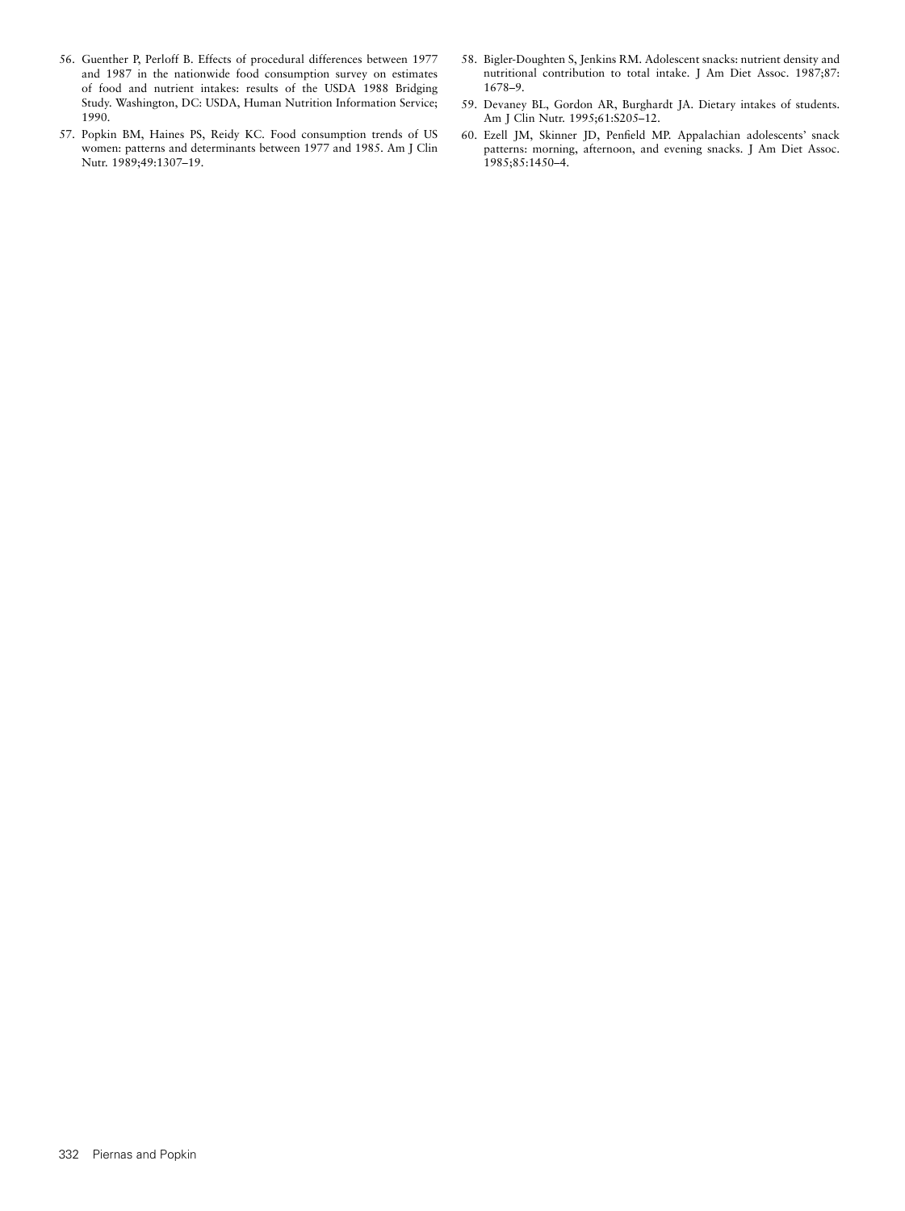56. Guenther P, Perloff B. Effects of procedural differences between 1977 and 1987 in the nationwide food consumption survey on estimates of food and nutrient intakes: results of the USDA 1988 Bridging Study. Washington, DC: USDA, Human Nutrition Information Service; 1990.
57. Popkin BM, Haines PS, Reidy KC. Food consumption trends of US women: patterns and determinants between 1977 and 1985. Am J Clin Nutr. 1989;49:1307–19.
58. Bigler-Doughten S, Jenkins RM. Adolescent snacks: nutrient density and nutritional contribution to total intake. J Am Diet Assoc. 1987;87: 1678–9.
59. Devaney BL, Gordon AR, Burghardt JA. Dietary intakes of students. Am J Clin Nutr. 1995;61:S205–12.
60. Ezell JM, Skinner JD, Penfield MP. Appalachian adolescents' snack patterns: morning, afternoon, and evening snacks. J Am Diet Assoc. 1985;85:1450–4.